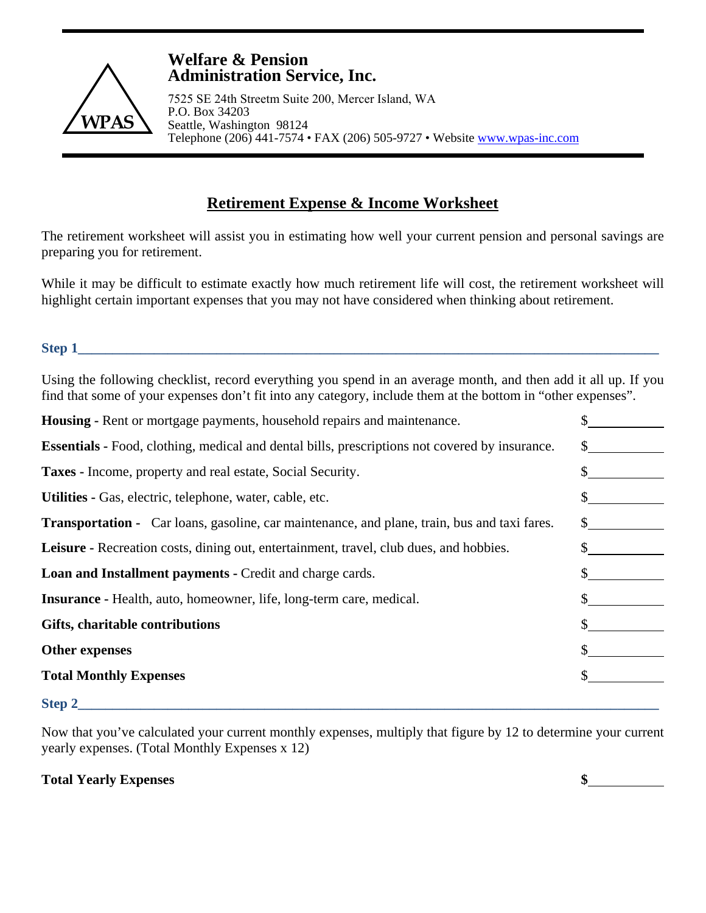**WPAS**

# Welfare & Pension Administration Service, Inc.

7525 SE 24th Streetm Suite 200, Mercer Island, WA
P.O. Box 34203
Seattle, Washington 98124
Telephone (206) 441-7574 • FAX (206) 505-9727 • Website www.wpas-inc.com

## Retirement Expense & Income Worksheet

The retirement worksheet will assist you in estimating how well your current pension and personal savings are preparing you for retirement.

While it may be difficult to estimate exactly how much retirement life will cost, the retirement worksheet will highlight certain important expenses that you may not have considered when thinking about retirement.

### Step 1

Using the following checklist, record everything you spend in an average month, and then add it all up. If you find that some of your expenses don't fit into any category, include them at the bottom in "other expenses".

| | |
|---|---|
| **Housing -** Rent or mortgage payments, household repairs and maintenance. | $________ |
| **Essentials -** Food, clothing, medical and dental bills, prescriptions not covered by insurance. | $________ |
| **Taxes -** Income, property and real estate, Social Security. | $________ |
| **Utilities -** Gas, electric, telephone, water, cable, etc. | $________ |
| **Transportation -** Car loans, gasoline, car maintenance, and plane, train, bus and taxi fares. | $________ |
| **Leisure -** Recreation costs, dining out, entertainment, travel, club dues, and hobbies. | $________ |
| **Loan and Installment payments -** Credit and charge cards. | $________ |
| **Insurance -** Health, auto, homeowner, life, long-term care, medical. | $________ |
| **Gifts, charitable contributions** | $________ |
| **Other expenses** | $________ |
| **Total Monthly Expenses** | $________ |

### Step 2

Now that you've calculated your current monthly expenses, multiply that figure by 12 to determine your current yearly expenses. (Total Monthly Expenses x 12)

**Total Yearly Expenses** **$**________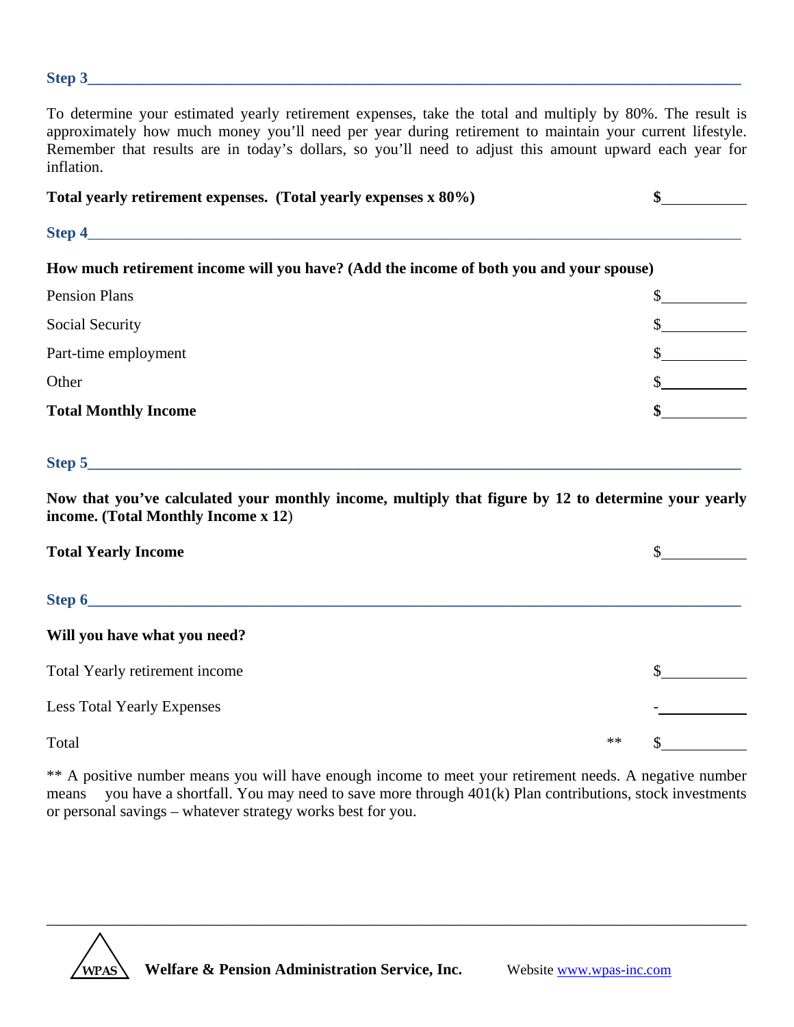### Step 3

To determine your estimated yearly retirement expenses, take the total and multiply by 80%. The result is approximately how much money you'll need per year during retirement to maintain your current lifestyle. Remember that results are in today's dollars, so you'll need to adjust this amount upward each year for inflation.

**Total yearly retirement expenses. (Total yearly expenses x 80%)** **$**__________

### Step 4

**How much retirement income will you have? (Add the income of both you and your spouse)**

| | |
|---|---|
| Pension Plans | $__________ |
| Social Security | $__________ |
| Part-time employment | $__________ |
| Other | $__________ |
| **Total Monthly Income** | **$**__________ |

### Step 5

**Now that you've calculated your monthly income, multiply that figure by 12 to determine your yearly income. (Total Monthly Income x 12**)

**Total Yearly Income** $__________

### Step 6

**Will you have what you need?**

| | | |
|---|---|---|
| Total Yearly retirement income | | $__________ |
| Less Total Yearly Expenses | | -__________ |
| Total | ** | $__________ |

** A positive number means you will have enough income to meet your retirement needs. A negative number means you have a shortfall. You may need to save more through 401(k) Plan contributions, stock investments or personal savings – whatever strategy works best for you.

WPAS **Welfare & Pension Administration Service, Inc.** Website www.wpas-inc.com